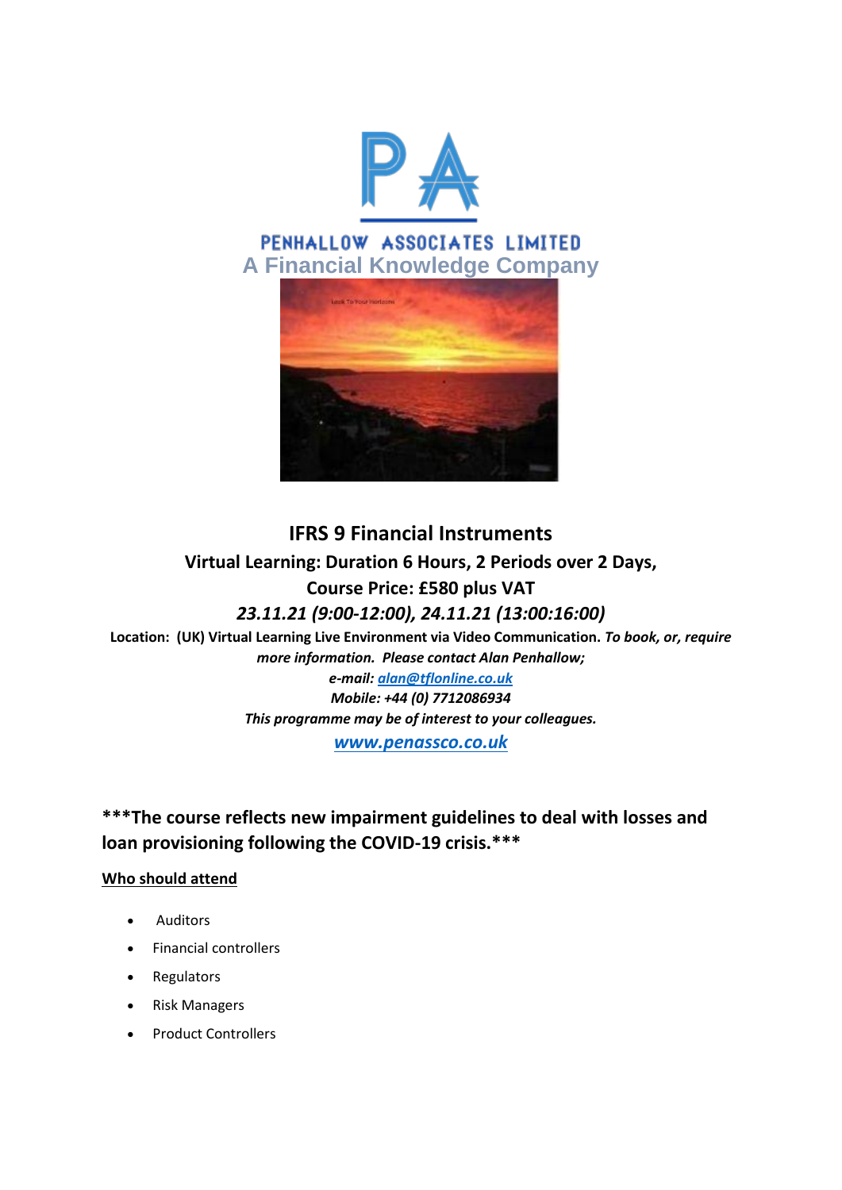PENHALLOW ASSOCIATES LIMITED

A Financial Knowledge Company

# IFRS 9 Financial Instruments

**Virtual Learning: Duration 6 Hours, 2 Periods over 2 Days,**

**Course Price: £580 plus VAT**

***23.11.21 (9:00-12:00), 24.11.21 (13:00:16:00)***

**Location: (UK) Virtual Learning Live Environment via Video Communication.** ***To book, or, require more information. Please contact Alan Penhallow;***

***e-mail: [alan@tflonline.co.uk](mailto:alan@tflonline.co.uk)***

***Mobile: +44 (0) 7712086934***

***This programme may be of interest to your colleagues.***

***[www.penassco.co.uk](http://www.penassco.co.uk)***

**\*\*\*The course reflects new impairment guidelines to deal with losses and loan provisioning following the COVID-19 crisis.\*\*\***

**Who should attend**

- Auditors
- Financial controllers
- Regulators
- Risk Managers
- Product Controllers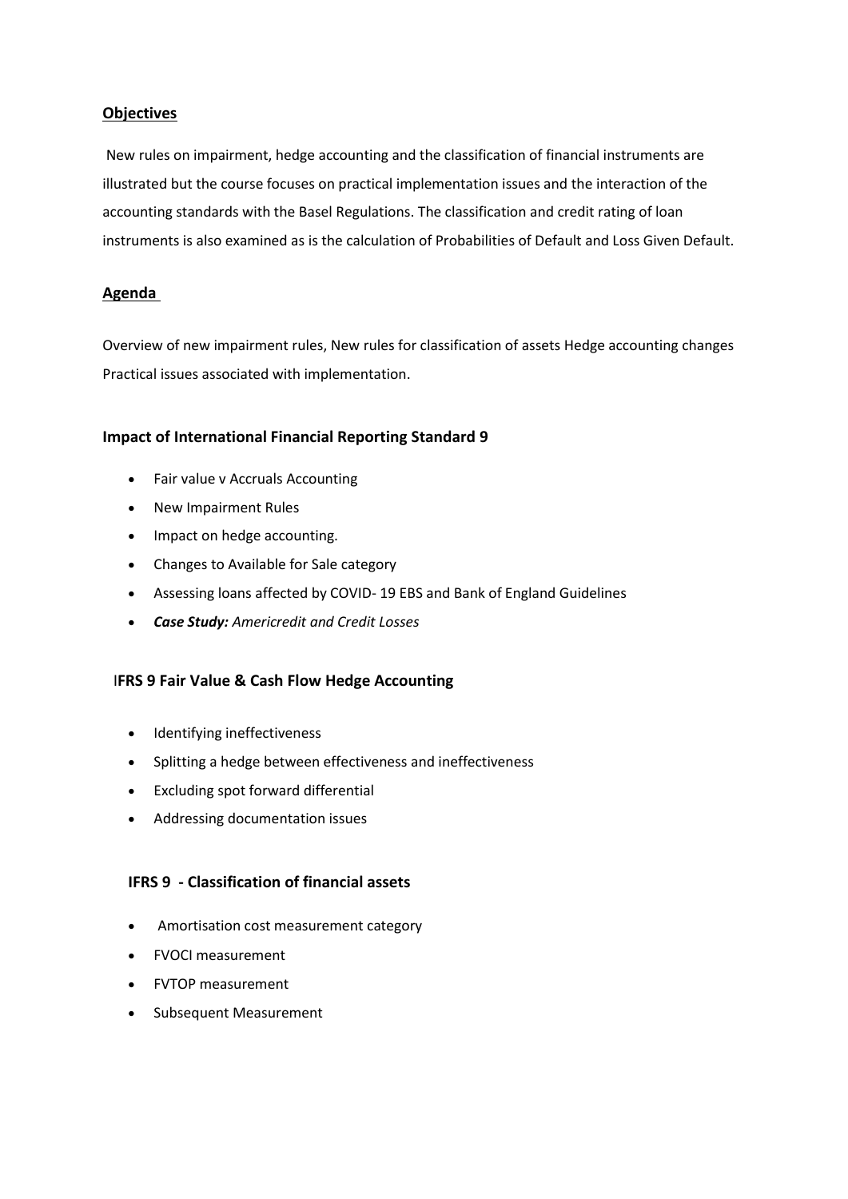## Objectives

New rules on impairment, hedge accounting and the classification of financial instruments are illustrated but the course focuses on practical implementation issues and the interaction of the accounting standards with the Basel Regulations. The classification and credit rating of loan instruments is also examined as is the calculation of Probabilities of Default and Loss Given Default.

## Agenda

Overview of new impairment rules, New rules for classification of assets Hedge accounting changes Practical issues associated with implementation.

### Impact of International Financial Reporting Standard 9

- Fair value v Accruals Accounting
- New Impairment Rules
- Impact on hedge accounting.
- Changes to Available for Sale category
- Assessing loans affected by COVID- 19 EBS and Bank of England Guidelines
- ***Case Study:*** *Americredit and Credit Losses*

### IFRS 9 Fair Value & Cash Flow Hedge Accounting

- Identifying ineffectiveness
- Splitting a hedge between effectiveness and ineffectiveness
- Excluding spot forward differential
- Addressing documentation issues

### IFRS 9 - Classification of financial assets

- Amortisation cost measurement category
- FVOCI measurement
- FVTOP measurement
- Subsequent Measurement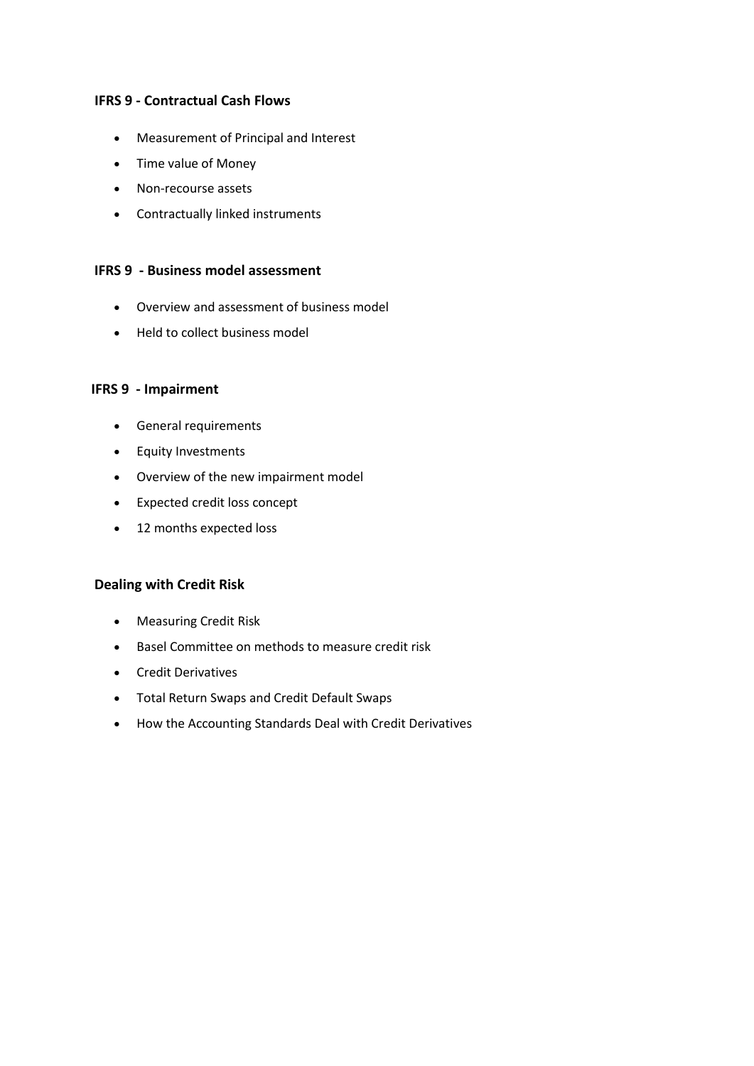**IFRS 9 - Contractual Cash Flows**

- Measurement of Principal and Interest
- Time value of Money
- Non-recourse assets
- Contractually linked instruments

**IFRS 9 - Business model assessment**

- Overview and assessment of business model
- Held to collect business model

**IFRS 9 - Impairment**

- General requirements
- Equity Investments
- Overview of the new impairment model
- Expected credit loss concept
- 12 months expected loss

**Dealing with Credit Risk**

- Measuring Credit Risk
- Basel Committee on methods to measure credit risk
- Credit Derivatives
- Total Return Swaps and Credit Default Swaps
- How the Accounting Standards Deal with Credit Derivatives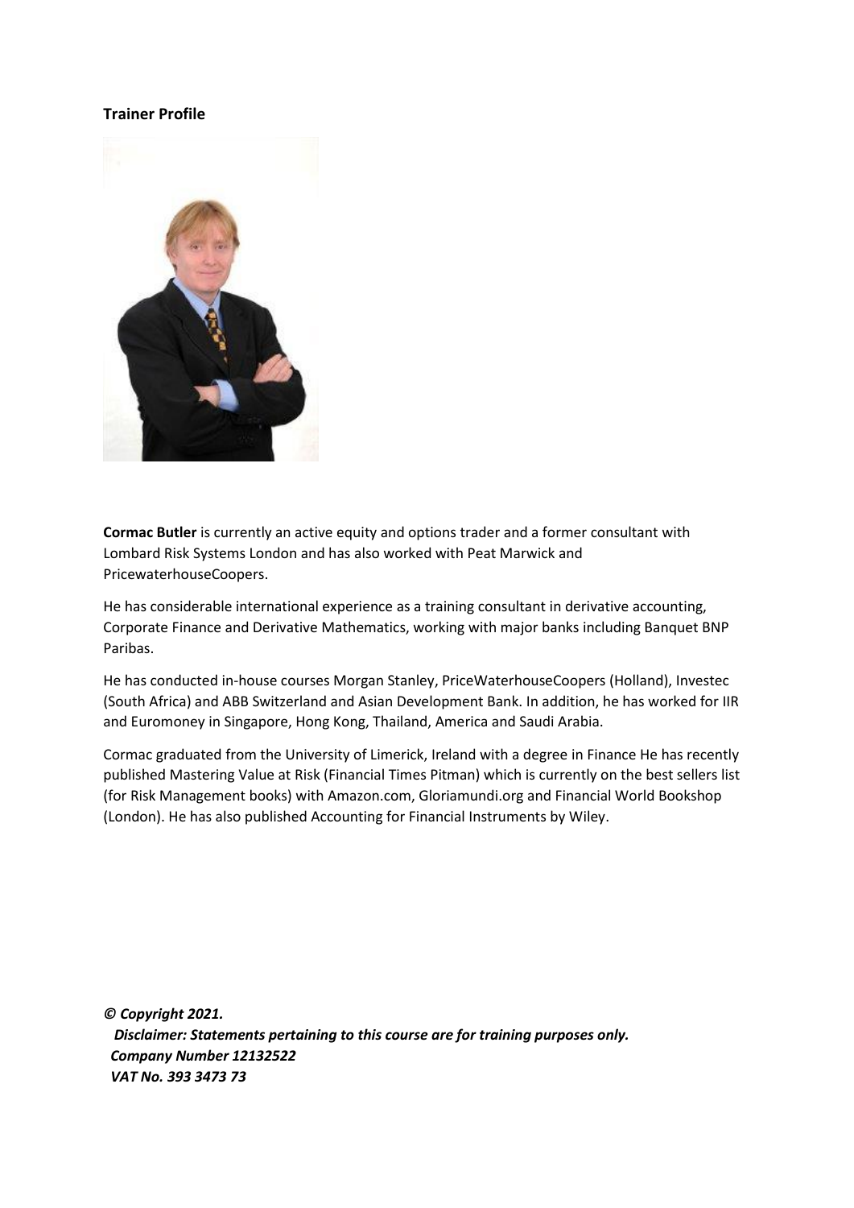**Trainer Profile**

**Cormac Butler** is currently an active equity and options trader and a former consultant with Lombard Risk Systems London and has also worked with Peat Marwick and PricewaterhouseCoopers.

He has considerable international experience as a training consultant in derivative accounting, Corporate Finance and Derivative Mathematics, working with major banks including Banquet BNP Paribas.

He has conducted in-house courses Morgan Stanley, PriceWaterhouseCoopers (Holland), Investec (South Africa) and ABB Switzerland and Asian Development Bank. In addition, he has worked for IIR and Euromoney in Singapore, Hong Kong, Thailand, America and Saudi Arabia.

Cormac graduated from the University of Limerick, Ireland with a degree in Finance He has recently published Mastering Value at Risk (Financial Times Pitman) which is currently on the best sellers list (for Risk Management books) with Amazon.com, Gloriamundi.org and Financial World Bookshop (London). He has also published Accounting for Financial Instruments by Wiley.

***© Copyright 2021.***
***Disclaimer: Statements pertaining to this course are for training purposes only.***
***Company Number 12132522***
***VAT No. 393 3473 73***